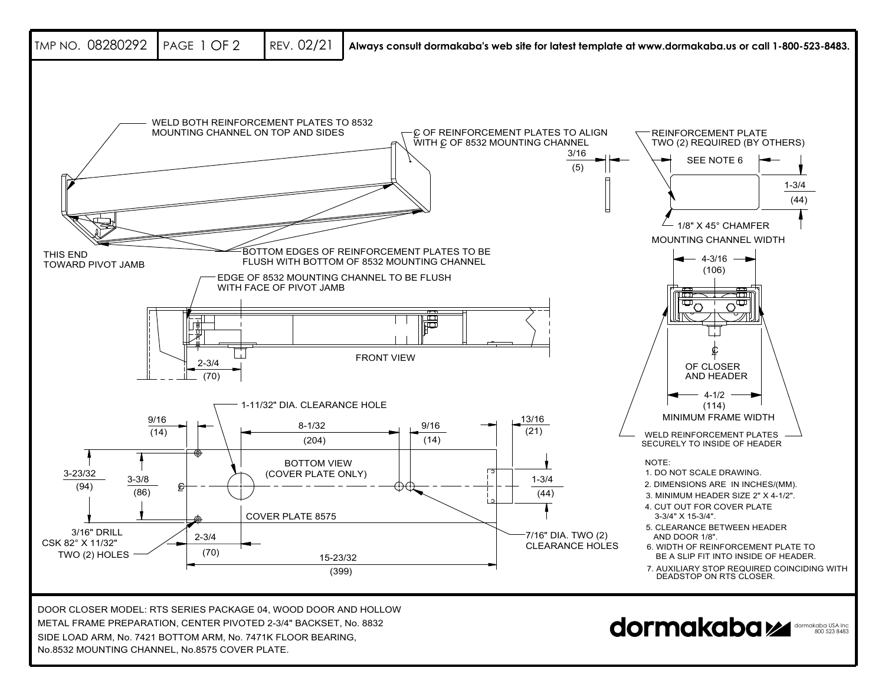TMP NO. 08280292 | PAGE 1 OF 2 | REV. 02/21 | **Always consult dormakaba's web site for latest template at www.dormakaba.us or call 1-800-523-8483.**

WELD BOTH REINFORCEMENT PLATES TO 8532 MOUNTING CHANNEL ON TOP AND SIDES

℄ OF REINFORCEMENT PLATES TO ALIGN WITH ℄ OF 8532 MOUNTING CHANNEL

REINFORCEMENT PLATE TWO (2) REQUIRED (BY OTHERS)

3/16 (5)

SEE NOTE 6

1-3/4 (44)

1/8" X 45° CHAMFER

THIS END TOWARD PIVOT JAMB

BOTTOM EDGES OF REINFORCEMENT PLATES TO BE FLUSH WITH BOTTOM OF 8532 MOUNTING CHANNEL

EDGE OF 8532 MOUNTING CHANNEL TO BE FLUSH WITH FACE OF PIVOT JAMB

MOUNTING CHANNEL WIDTH

4-3/16 (106)

FRONT VIEW

2-3/4 (70)

℄ OF CLOSER AND HEADER

4-1/2 (114) MINIMUM FRAME WIDTH

WELD REINFORCEMENT PLATES SECURELY TO INSIDE OF HEADER

1-11/32" DIA. CLEARANCE HOLE

9/16 (14)

8-1/32 (204)

9/16 (14)

13/16 (21)

BOTTOM VIEW (COVER PLATE ONLY)

3-23/32 (94)

3-3/8 (86)

1-3/4 (44)

COVER PLATE 8575

3/16" DRILL CSK 82° X 11/32" TWO (2) HOLES

2-3/4 (70)

15-23/32 (399)

7/16" DIA. TWO (2) CLEARANCE HOLES

NOTE:

1. DO NOT SCALE DRAWING.
2. DIMENSIONS ARE IN INCHES/(MM).
3. MINIMUM HEADER SIZE 2" X 4-1/2".
4. CUT OUT FOR COVER PLATE 3-3/4" X 15-3/4".
5. CLEARANCE BETWEEN HEADER AND DOOR 1/8".
6. WIDTH OF REINFORCEMENT PLATE TO BE A SLIP FIT INTO INSIDE OF HEADER.
7. AUXILIARY STOP REQUIRED COINCIDING WITH DEADSTOP ON RTS CLOSER.

DOOR CLOSER MODEL: RTS SERIES PACKAGE 04, WOOD DOOR AND HOLLOW METAL FRAME PREPARATION, CENTER PIVOTED 2-3/4" BACKSET, No. 8832 SIDE LOAD ARM, No. 7421 BOTTOM ARM, No. 7471K FLOOR BEARING, No.8532 MOUNTING CHANNEL, No.8575 COVER PLATE.

dormakaba

dormakaba USA Inc 800 523 8483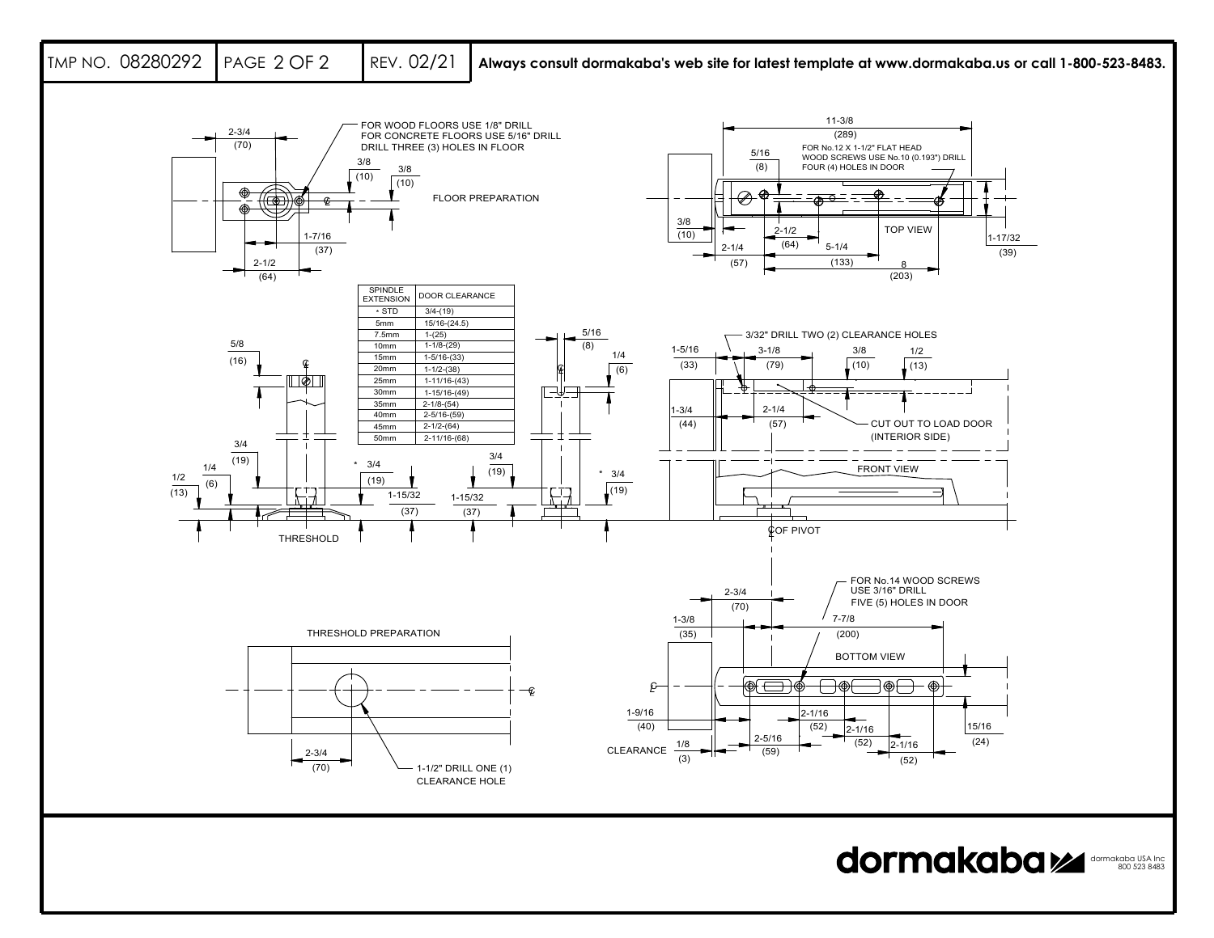TMP NO. 08280292 | PAGE 2 OF 2 | REV. 02/21 | **Always consult dormakaba's web site for latest template at www.dormakaba.us or call 1-800-523-8483.**

FLOOR PREPARATION

FOR WOOD FLOORS USE 1/8" DRILL
FOR CONCRETE FLOORS USE 5/16" DRILL
DRILL THREE (3) HOLES IN FLOOR

2-3/4 (70)
3/8 (10)
3/8 (10)
1-7/16 (37)
2-1/2 (64)

TOP VIEW

FOR No.12 X 1-1/2" FLAT HEAD WOOD SCREWS USE No.10 (0.193") DRILL FOUR (4) HOLES IN DOOR

11-3/8 (289)
5/16 (8)
3/8 (10)
2-1/2 (64)
2-1/4 (57)
5-1/4 (133)
8 (203)
1-17/32 (39)

| SPINDLE EXTENSION | DOOR CLEARANCE |
|---|---|
| * STD | 3/4-(19) |
| 5mm | 15/16-(24.5) |
| 7.5mm | 1-(25) |
| 10mm | 1-1/8-(29) |
| 15mm | 1-5/16-(33) |
| 20mm | 1-1/2-(38) |
| 25mm | 1-11/16-(43) |
| 30mm | 1-15/16-(49) |
| 35mm | 2-1/8-(54) |
| 40mm | 2-5/16-(59) |
| 45mm | 2-1/2-(64) |
| 50mm | 2-11/16-(68) |

5/8 (16)
3/4 (19)
1/4 (6)
1/2 (13)
* 3/4 (19)
1-15/32 (37)
THRESHOLD

5/16 (8)
1/4 (6)
3/4 (19)
1-15/32 (37)
* 3/4 (19)

FRONT VIEW

3/32" DRILL TWO (2) CLEARANCE HOLES

1-5/16 (33)
3-1/8 (79)
3/8 (10)
1/2 (13)
1-3/4 (44)
2-1/4 (57)

CUT OUT TO LOAD DOOR (INTERIOR SIDE)

℄ OF PIVOT

THRESHOLD PREPARATION

2-3/4 (70)
1-1/2" DRILL ONE (1) CLEARANCE HOLE

BOTTOM VIEW

FOR No.14 WOOD SCREWS USE 3/16" DRILL FIVE (5) HOLES IN DOOR

2-3/4 (70)
1-3/8 (35)
7-7/8 (200)
1-9/16 (40)
CLEARANCE 1/8 (3)
2-5/16 (59)
2-1/16 (52)
2-1/16 (52)
2-1/16 (52)
15/16 (24)

dormakaba
dormakaba USA Inc
800 523 8483